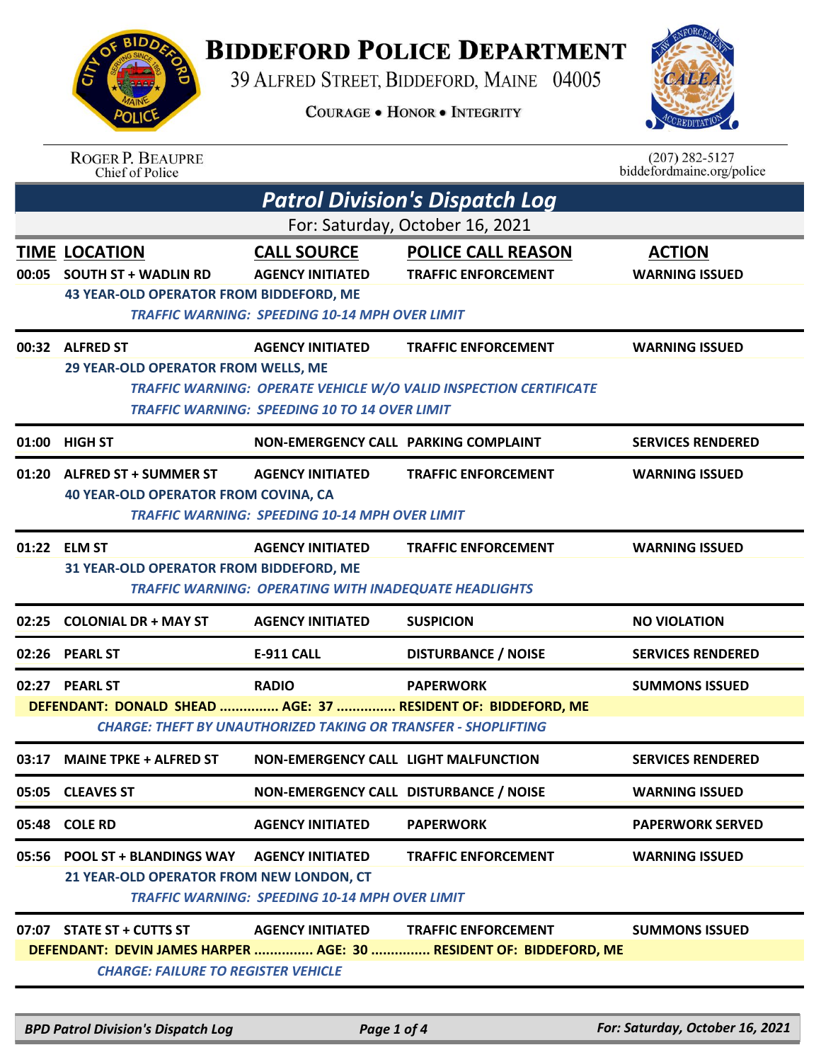# BIDDEFORD POLICE DEPARTMENT

39 ALFRED STREET, BIDDEFORD, MAINE 04005

COURAGE • HONOR • INTEGRITY

ROGER P. BEAUPRE
Chief of Police

(207) 282-5127
biddefordmaine.org/police

## Patrol Division's Dispatch Log

For: Saturday, October 16, 2021

| TIME | LOCATION | CALL SOURCE | POLICE CALL REASON | ACTION |
|---|---|---|---|---|
| 00:05 | SOUTH ST + WADLIN RD | AGENCY INITIATED | TRAFFIC ENFORCEMENT | WARNING ISSUED |
| | 43 YEAR-OLD OPERATOR FROM BIDDEFORD, ME<br>*TRAFFIC WARNING: SPEEDING 10-14 MPH OVER LIMIT* | | | |
| 00:32 | ALFRED ST | AGENCY INITIATED | TRAFFIC ENFORCEMENT | WARNING ISSUED |
| | 29 YEAR-OLD OPERATOR FROM WELLS, ME<br>*TRAFFIC WARNING: OPERATE VEHICLE W/O VALID INSPECTION CERTIFICATE*<br>*TRAFFIC WARNING: SPEEDING 10 TO 14 OVER LIMIT* | | | |
| 01:00 | HIGH ST | NON-EMERGENCY CALL | PARKING COMPLAINT | SERVICES RENDERED |
| 01:20 | ALFRED ST + SUMMER ST | AGENCY INITIATED | TRAFFIC ENFORCEMENT | WARNING ISSUED |
| | 40 YEAR-OLD OPERATOR FROM COVINA, CA<br>*TRAFFIC WARNING: SPEEDING 10-14 MPH OVER LIMIT* | | | |
| 01:22 | ELM ST | AGENCY INITIATED | TRAFFIC ENFORCEMENT | WARNING ISSUED |
| | 31 YEAR-OLD OPERATOR FROM BIDDEFORD, ME<br>*TRAFFIC WARNING: OPERATING WITH INADEQUATE HEADLIGHTS* | | | |
| 02:25 | COLONIAL DR + MAY ST | AGENCY INITIATED | SUSPICION | NO VIOLATION |
| 02:26 | PEARL ST | E-911 CALL | DISTURBANCE / NOISE | SERVICES RENDERED |
| 02:27 | PEARL ST | RADIO | PAPERWORK | SUMMONS ISSUED |
| | DEFENDANT: DONALD SHEAD ............... AGE: 37 ............... RESIDENT OF: BIDDEFORD, ME<br>*CHARGE: THEFT BY UNAUTHORIZED TAKING OR TRANSFER - SHOPLIFTING* | | | |
| 03:17 | MAINE TPKE + ALFRED ST | NON-EMERGENCY CALL | LIGHT MALFUNCTION | SERVICES RENDERED |
| 05:05 | CLEAVES ST | NON-EMERGENCY CALL | DISTURBANCE / NOISE | WARNING ISSUED |
| 05:48 | COLE RD | AGENCY INITIATED | PAPERWORK | PAPERWORK SERVED |
| 05:56 | POOL ST + BLANDINGS WAY | AGENCY INITIATED | TRAFFIC ENFORCEMENT | WARNING ISSUED |
| | 21 YEAR-OLD OPERATOR FROM NEW LONDON, CT<br>*TRAFFIC WARNING: SPEEDING 10-14 MPH OVER LIMIT* | | | |
| 07:07 | STATE ST + CUTTS ST | AGENCY INITIATED | TRAFFIC ENFORCEMENT | SUMMONS ISSUED |
| | DEFENDANT: DEVIN JAMES HARPER ............... AGE: 30 ............... RESIDENT OF: BIDDEFORD, ME<br>*CHARGE: FAILURE TO REGISTER VEHICLE* | | | |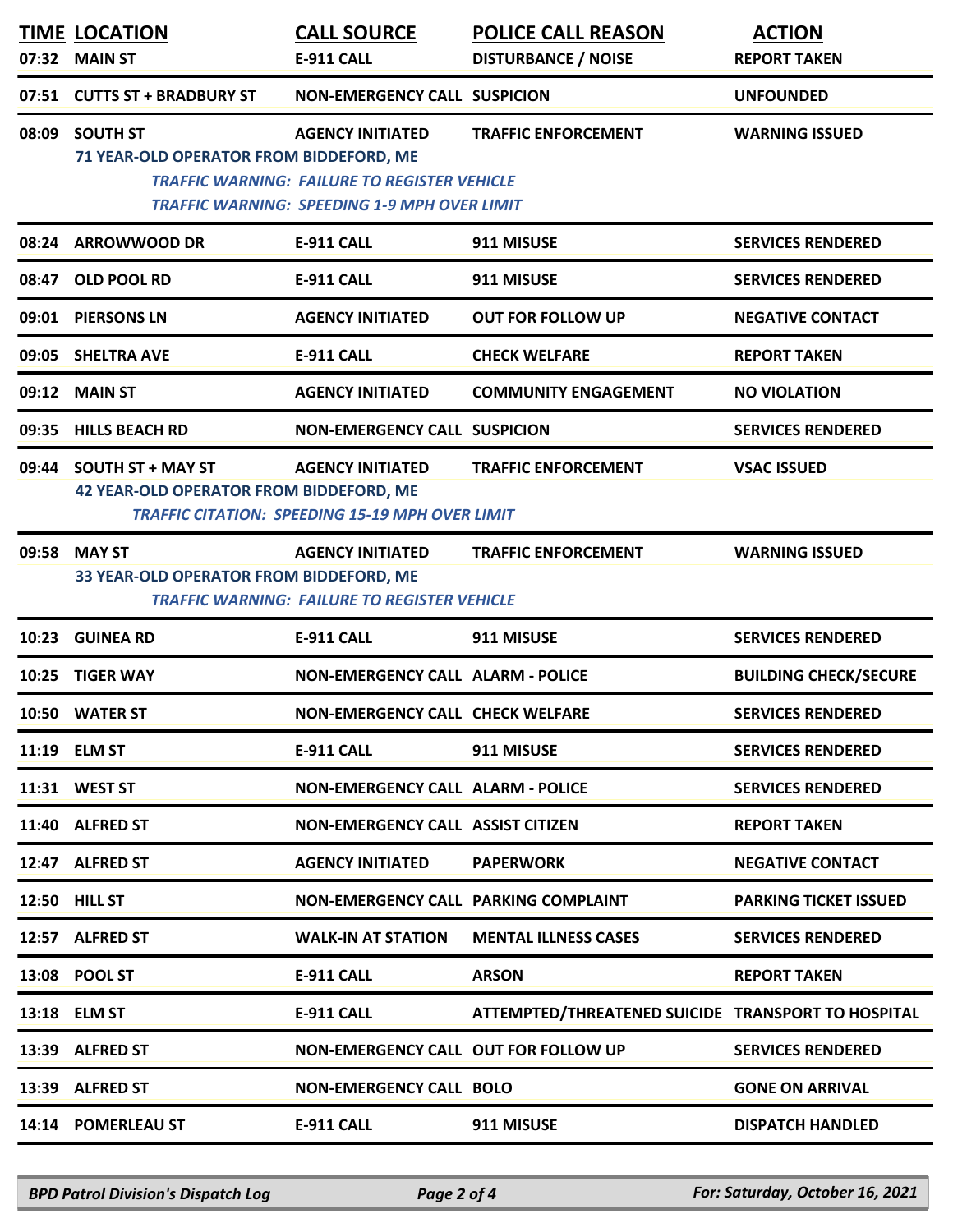| TIME | LOCATION | CALL SOURCE | POLICE CALL REASON | ACTION |
|---|---|---|---|---|
| 07:32 | MAIN ST | E-911 CALL | DISTURBANCE / NOISE | REPORT TAKEN |
| 07:51 | CUTTS ST + BRADBURY ST | NON-EMERGENCY CALL | SUSPICION | UNFOUNDED |
| 08:09 | SOUTH ST | AGENCY INITIATED | TRAFFIC ENFORCEMENT | WARNING ISSUED |
| | 71 YEAR-OLD OPERATOR FROM BIDDEFORD, ME<br>*TRAFFIC WARNING: FAILURE TO REGISTER VEHICLE*<br>*TRAFFIC WARNING: SPEEDING 1-9 MPH OVER LIMIT* | | | |
| 08:24 | ARROWWOOD DR | E-911 CALL | 911 MISUSE | SERVICES RENDERED |
| 08:47 | OLD POOL RD | E-911 CALL | 911 MISUSE | SERVICES RENDERED |
| 09:01 | PIERSONS LN | AGENCY INITIATED | OUT FOR FOLLOW UP | NEGATIVE CONTACT |
| 09:05 | SHELTRA AVE | E-911 CALL | CHECK WELFARE | REPORT TAKEN |
| 09:12 | MAIN ST | AGENCY INITIATED | COMMUNITY ENGAGEMENT | NO VIOLATION |
| 09:35 | HILLS BEACH RD | NON-EMERGENCY CALL | SUSPICION | SERVICES RENDERED |
| 09:44 | SOUTH ST + MAY ST | AGENCY INITIATED | TRAFFIC ENFORCEMENT | VSAC ISSUED |
| | 42 YEAR-OLD OPERATOR FROM BIDDEFORD, ME<br>*TRAFFIC CITATION: SPEEDING 15-19 MPH OVER LIMIT* | | | |
| 09:58 | MAY ST | AGENCY INITIATED | TRAFFIC ENFORCEMENT | WARNING ISSUED |
| | 33 YEAR-OLD OPERATOR FROM BIDDEFORD, ME<br>*TRAFFIC WARNING: FAILURE TO REGISTER VEHICLE* | | | |
| 10:23 | GUINEA RD | E-911 CALL | 911 MISUSE | SERVICES RENDERED |
| 10:25 | TIGER WAY | NON-EMERGENCY CALL | ALARM - POLICE | BUILDING CHECK/SECURE |
| 10:50 | WATER ST | NON-EMERGENCY CALL | CHECK WELFARE | SERVICES RENDERED |
| 11:19 | ELM ST | E-911 CALL | 911 MISUSE | SERVICES RENDERED |
| 11:31 | WEST ST | NON-EMERGENCY CALL | ALARM - POLICE | SERVICES RENDERED |
| 11:40 | ALFRED ST | NON-EMERGENCY CALL | ASSIST CITIZEN | REPORT TAKEN |
| 12:47 | ALFRED ST | AGENCY INITIATED | PAPERWORK | NEGATIVE CONTACT |
| 12:50 | HILL ST | NON-EMERGENCY CALL | PARKING COMPLAINT | PARKING TICKET ISSUED |
| 12:57 | ALFRED ST | WALK-IN AT STATION | MENTAL ILLNESS CASES | SERVICES RENDERED |
| 13:08 | POOL ST | E-911 CALL | ARSON | REPORT TAKEN |
| 13:18 | ELM ST | E-911 CALL | ATTEMPTED/THREATENED SUICIDE | TRANSPORT TO HOSPITAL |
| 13:39 | ALFRED ST | NON-EMERGENCY CALL | OUT FOR FOLLOW UP | SERVICES RENDERED |
| 13:39 | ALFRED ST | NON-EMERGENCY CALL | BOLO | GONE ON ARRIVAL |
| 14:14 | POMERLEAU ST | E-911 CALL | 911 MISUSE | DISPATCH HANDLED |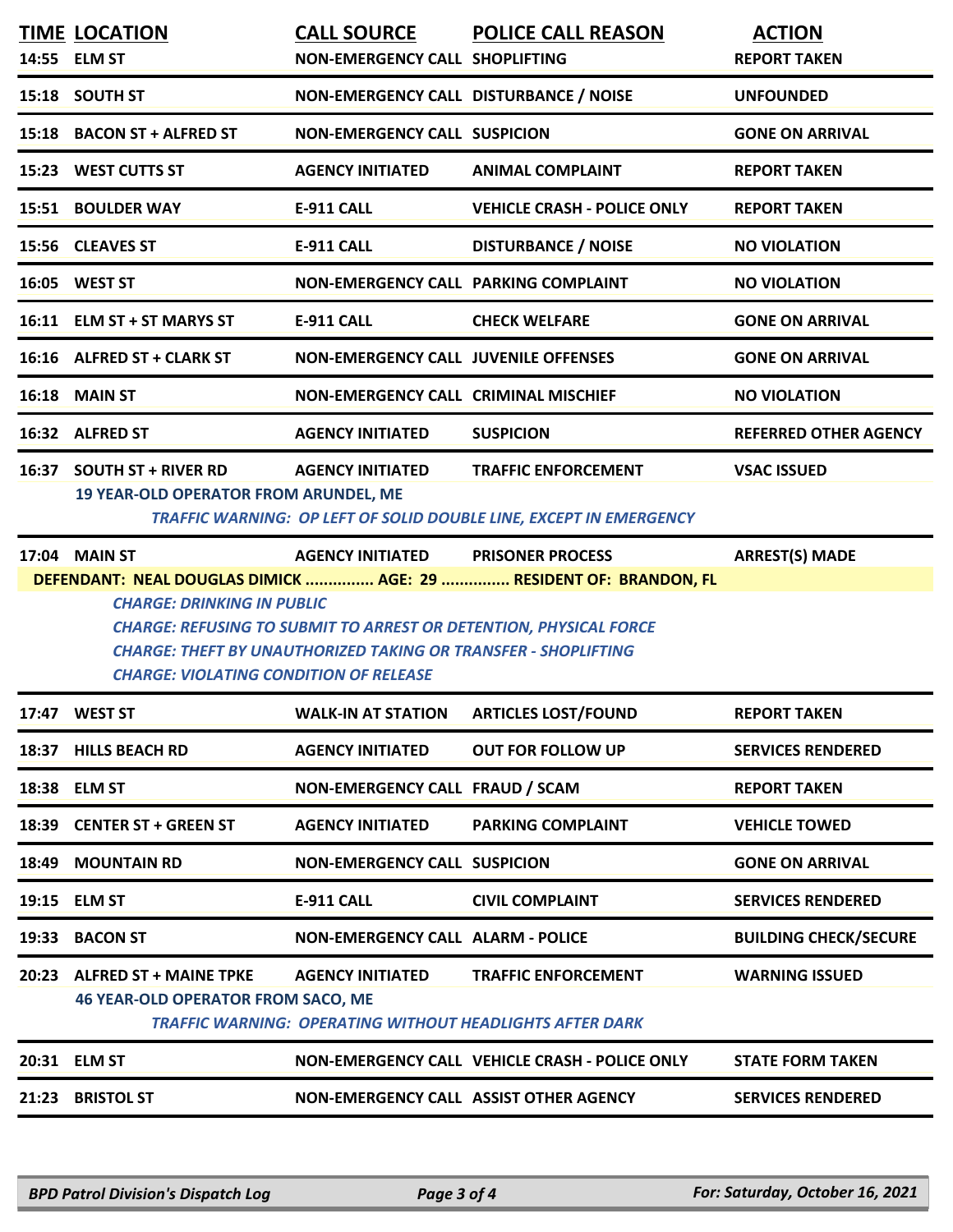| TIME | LOCATION | CALL SOURCE | POLICE CALL REASON | ACTION |
|---|---|---|---|---|
| 14:55 | ELM ST | NON-EMERGENCY CALL | SHOPLIFTING | REPORT TAKEN |
| 15:18 | SOUTH ST | NON-EMERGENCY CALL | DISTURBANCE / NOISE | UNFOUNDED |
| 15:18 | BACON ST + ALFRED ST | NON-EMERGENCY CALL | SUSPICION | GONE ON ARRIVAL |
| 15:23 | WEST CUTTS ST | AGENCY INITIATED | ANIMAL COMPLAINT | REPORT TAKEN |
| 15:51 | BOULDER WAY | E-911 CALL | VEHICLE CRASH - POLICE ONLY | REPORT TAKEN |
| 15:56 | CLEAVES ST | E-911 CALL | DISTURBANCE / NOISE | NO VIOLATION |
| 16:05 | WEST ST | NON-EMERGENCY CALL | PARKING COMPLAINT | NO VIOLATION |
| 16:11 | ELM ST + ST MARYS ST | E-911 CALL | CHECK WELFARE | GONE ON ARRIVAL |
| 16:16 | ALFRED ST + CLARK ST | NON-EMERGENCY CALL | JUVENILE OFFENSES | GONE ON ARRIVAL |
| 16:18 | MAIN ST | NON-EMERGENCY CALL | CRIMINAL MISCHIEF | NO VIOLATION |
| 16:32 | ALFRED ST | AGENCY INITIATED | SUSPICION | REFERRED OTHER AGENCY |
| 16:37 | SOUTH ST + RIVER RD | AGENCY INITIATED | TRAFFIC ENFORCEMENT | VSAC ISSUED |

**19 YEAR-OLD OPERATOR FROM ARUNDEL, ME**

*TRAFFIC WARNING: OP LEFT OF SOLID DOUBLE LINE, EXCEPT IN EMERGENCY*

| TIME | LOCATION | CALL SOURCE | POLICE CALL REASON | ACTION |
|---|---|---|---|---|
| 17:04 | MAIN ST | AGENCY INITIATED | PRISONER PROCESS | ARREST(S) MADE |

**DEFENDANT: NEAL DOUGLAS DIMICK ............... AGE: 29 ............... RESIDENT OF: BRANDON, FL**

*CHARGE: DRINKING IN PUBLIC*
*CHARGE: REFUSING TO SUBMIT TO ARREST OR DETENTION, PHYSICAL FORCE*
*CHARGE: THEFT BY UNAUTHORIZED TAKING OR TRANSFER - SHOPLIFTING*
*CHARGE: VIOLATING CONDITION OF RELEASE*

| TIME | LOCATION | CALL SOURCE | POLICE CALL REASON | ACTION |
|---|---|---|---|---|
| 17:47 | WEST ST | WALK-IN AT STATION | ARTICLES LOST/FOUND | REPORT TAKEN |
| 18:37 | HILLS BEACH RD | AGENCY INITIATED | OUT FOR FOLLOW UP | SERVICES RENDERED |
| 18:38 | ELM ST | NON-EMERGENCY CALL | FRAUD / SCAM | REPORT TAKEN |
| 18:39 | CENTER ST + GREEN ST | AGENCY INITIATED | PARKING COMPLAINT | VEHICLE TOWED |
| 18:49 | MOUNTAIN RD | NON-EMERGENCY CALL | SUSPICION | GONE ON ARRIVAL |
| 19:15 | ELM ST | E-911 CALL | CIVIL COMPLAINT | SERVICES RENDERED |
| 19:33 | BACON ST | NON-EMERGENCY CALL | ALARM - POLICE | BUILDING CHECK/SECURE |
| 20:23 | ALFRED ST + MAINE TPKE | AGENCY INITIATED | TRAFFIC ENFORCEMENT | WARNING ISSUED |

**46 YEAR-OLD OPERATOR FROM SACO, ME**

*TRAFFIC WARNING: OPERATING WITHOUT HEADLIGHTS AFTER DARK*

| TIME | LOCATION | CALL SOURCE | POLICE CALL REASON | ACTION |
|---|---|---|---|---|
| 20:31 | ELM ST | NON-EMERGENCY CALL | VEHICLE CRASH - POLICE ONLY | STATE FORM TAKEN |
| 21:23 | BRISTOL ST | NON-EMERGENCY CALL | ASSIST OTHER AGENCY | SERVICES RENDERED |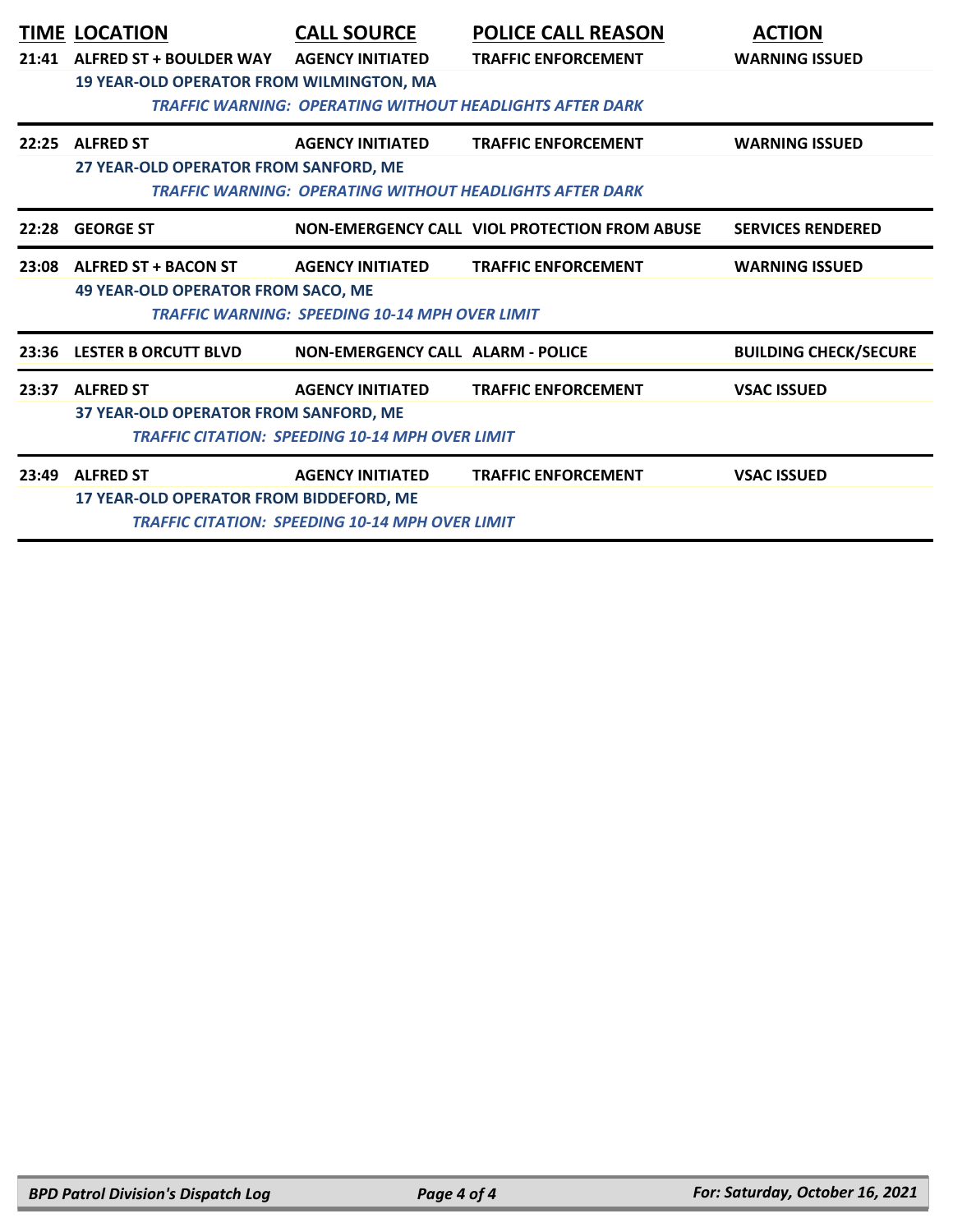| TIME | LOCATION | CALL SOURCE | POLICE CALL REASON | ACTION |
|---|---|---|---|---|
| 21:41 | ALFRED ST + BOULDER WAY | AGENCY INITIATED | TRAFFIC ENFORCEMENT | WARNING ISSUED |
| | 19 YEAR-OLD OPERATOR FROM WILMINGTON, MA | | | |
| | | *TRAFFIC WARNING: OPERATING WITHOUT HEADLIGHTS AFTER DARK* | | |
| 22:25 | ALFRED ST | AGENCY INITIATED | TRAFFIC ENFORCEMENT | WARNING ISSUED |
| | 27 YEAR-OLD OPERATOR FROM SANFORD, ME | | | |
| | | *TRAFFIC WARNING: OPERATING WITHOUT HEADLIGHTS AFTER DARK* | | |
| 22:28 | GEORGE ST | NON-EMERGENCY CALL | VIOL PROTECTION FROM ABUSE | SERVICES RENDERED |
| 23:08 | ALFRED ST + BACON ST | AGENCY INITIATED | TRAFFIC ENFORCEMENT | WARNING ISSUED |
| | 49 YEAR-OLD OPERATOR FROM SACO, ME | | | |
| | | *TRAFFIC WARNING: SPEEDING 10-14 MPH OVER LIMIT* | | |
| 23:36 | LESTER B ORCUTT BLVD | NON-EMERGENCY CALL | ALARM - POLICE | BUILDING CHECK/SECURE |
| 23:37 | ALFRED ST | AGENCY INITIATED | TRAFFIC ENFORCEMENT | VSAC ISSUED |
| | 37 YEAR-OLD OPERATOR FROM SANFORD, ME | | | |
| | | *TRAFFIC CITATION: SPEEDING 10-14 MPH OVER LIMIT* | | |
| 23:49 | ALFRED ST | AGENCY INITIATED | TRAFFIC ENFORCEMENT | VSAC ISSUED |
| | 17 YEAR-OLD OPERATOR FROM BIDDEFORD, ME | | | |
| | | *TRAFFIC CITATION: SPEEDING 10-14 MPH OVER LIMIT* | | |